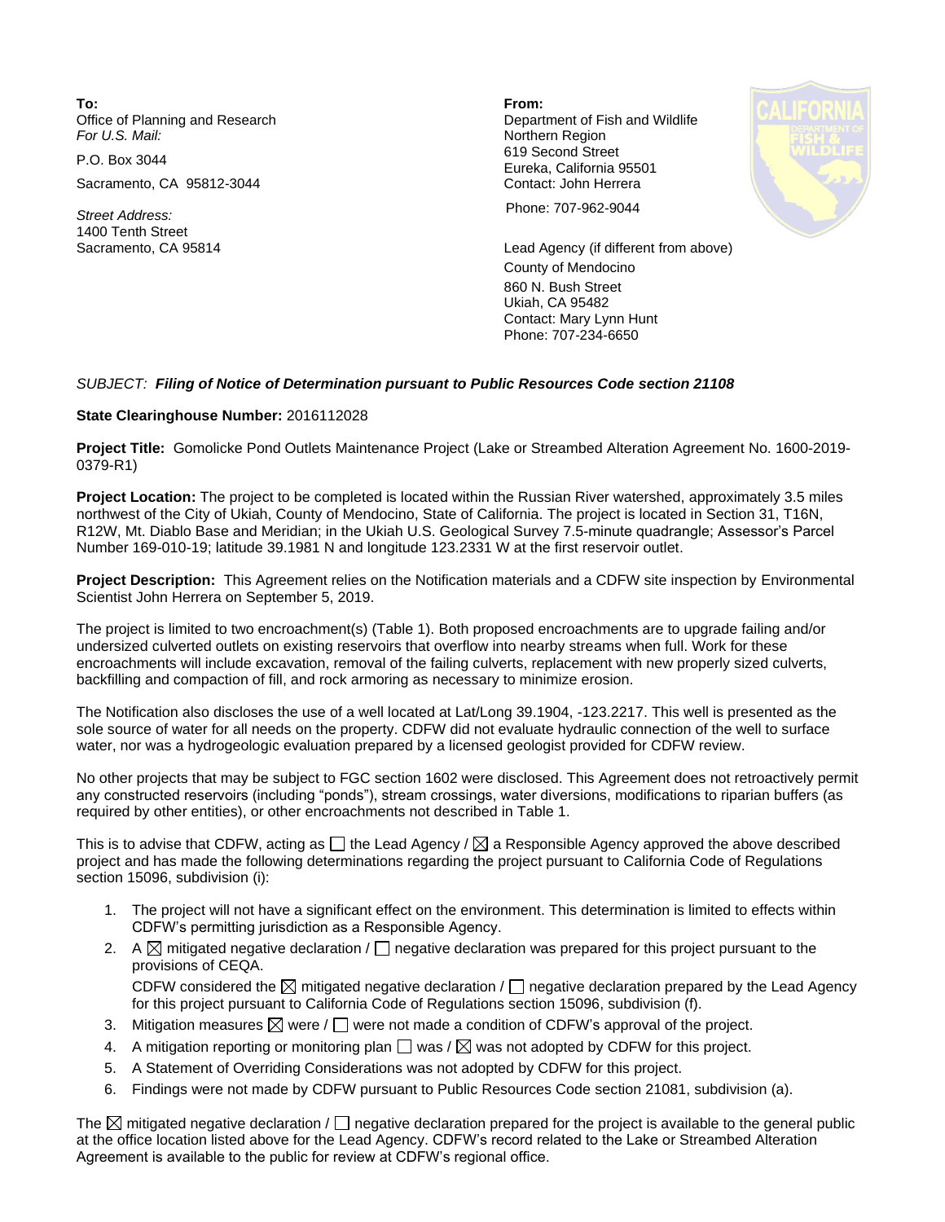**To:**
Office of Planning and Research
*For U.S. Mail:*

P.O. Box 3044

Sacramento, CA 95812-3044

*Street Address:*
1400 Tenth Street
Sacramento, CA 95814

**From:**
Department of Fish and Wildlife
Northern Region
619 Second Street
Eureka, California 95501
Contact: John Herrera

Phone: 707-962-9044

Lead Agency (if different from above)
County of Mendocino
860 N. Bush Street
Ukiah, CA 95482
Contact: Mary Lynn Hunt
Phone: 707-234-6650

*SUBJECT:* ***Filing of Notice of Determination pursuant to Public Resources Code section 21108***

**State Clearinghouse Number:** 2016112028

**Project Title:** Gomolicke Pond Outlets Maintenance Project (Lake or Streambed Alteration Agreement No. 1600-2019-0379-R1)

**Project Location:** The project to be completed is located within the Russian River watershed, approximately 3.5 miles northwest of the City of Ukiah, County of Mendocino, State of California. The project is located in Section 31, T16N, R12W, Mt. Diablo Base and Meridian; in the Ukiah U.S. Geological Survey 7.5-minute quadrangle; Assessor's Parcel Number 169-010-19; latitude 39.1981 N and longitude 123.2331 W at the first reservoir outlet.

**Project Description:** This Agreement relies on the Notification materials and a CDFW site inspection by Environmental Scientist John Herrera on September 5, 2019.

The project is limited to two encroachment(s) (Table 1). Both proposed encroachments are to upgrade failing and/or undersized culverted outlets on existing reservoirs that overflow into nearby streams when full. Work for these encroachments will include excavation, removal of the failing culverts, replacement with new properly sized culverts, backfilling and compaction of fill, and rock armoring as necessary to minimize erosion.

The Notification also discloses the use of a well located at Lat/Long 39.1904, -123.2217. This well is presented as the sole source of water for all needs on the property. CDFW did not evaluate hydraulic connection of the well to surface water, nor was a hydrogeologic evaluation prepared by a licensed geologist provided for CDFW review.

No other projects that may be subject to FGC section 1602 were disclosed. This Agreement does not retroactively permit any constructed reservoirs (including "ponds"), stream crossings, water diversions, modifications to riparian buffers (as required by other entities), or other encroachments not described in Table 1.

This is to advise that CDFW, acting as ☐ the Lead Agency / ☒ a Responsible Agency approved the above described project and has made the following determinations regarding the project pursuant to California Code of Regulations section 15096, subdivision (i):

1. The project will not have a significant effect on the environment. This determination is limited to effects within CDFW's permitting jurisdiction as a Responsible Agency.
2. A ☒ mitigated negative declaration / ☐ negative declaration was prepared for this project pursuant to the provisions of CEQA.
   CDFW considered the ☒ mitigated negative declaration / ☐ negative declaration prepared by the Lead Agency for this project pursuant to California Code of Regulations section 15096, subdivision (f).
3. Mitigation measures ☒ were / ☐ were not made a condition of CDFW's approval of the project.
4. A mitigation reporting or monitoring plan ☐ was / ☒ was not adopted by CDFW for this project.
5. A Statement of Overriding Considerations was not adopted by CDFW for this project.
6. Findings were not made by CDFW pursuant to Public Resources Code section 21081, subdivision (a).

The ☒ mitigated negative declaration / ☐ negative declaration prepared for the project is available to the general public at the office location listed above for the Lead Agency. CDFW's record related to the Lake or Streambed Alteration Agreement is available to the public for review at CDFW's regional office.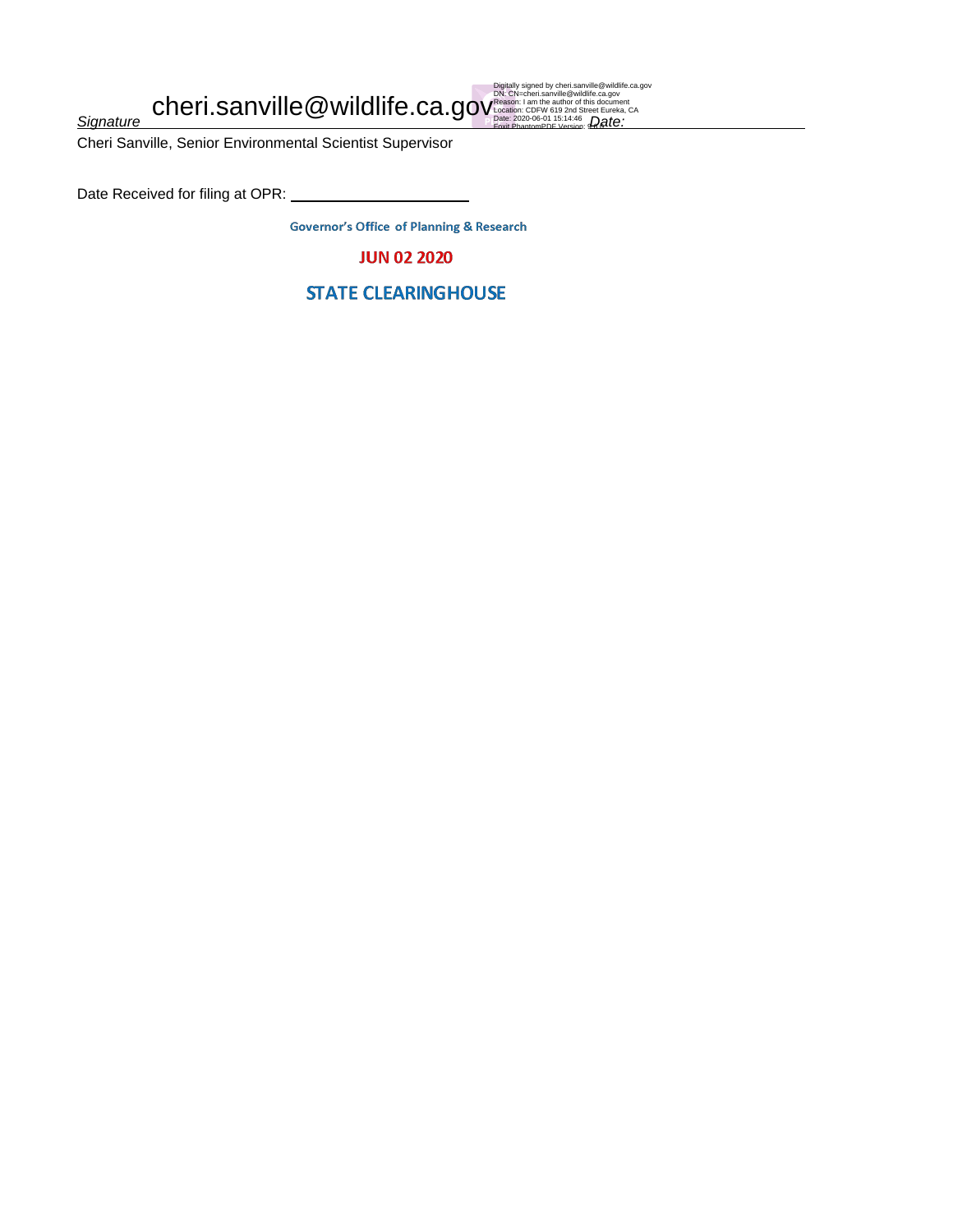*Signature* cheri.sanville@wildlife.ca.gov Digitally signed by cheri.sanville@wildlife.ca.gov DN: CN=cheri.sanville@wildlife.ca.gov Reason: I am the author of this document Location: CDFW 619 2nd Street Eureka, CA Date: 2020-06-01 15:14:46 Foxit PhantomPDF Version: 9.7.0 *Date:*

Cheri Sanville, Senior Environmental Scientist Supervisor

Date Received for filing at OPR: ______________________

Governor's Office of Planning & Research

JUN 02 2020

STATE CLEARINGHOUSE